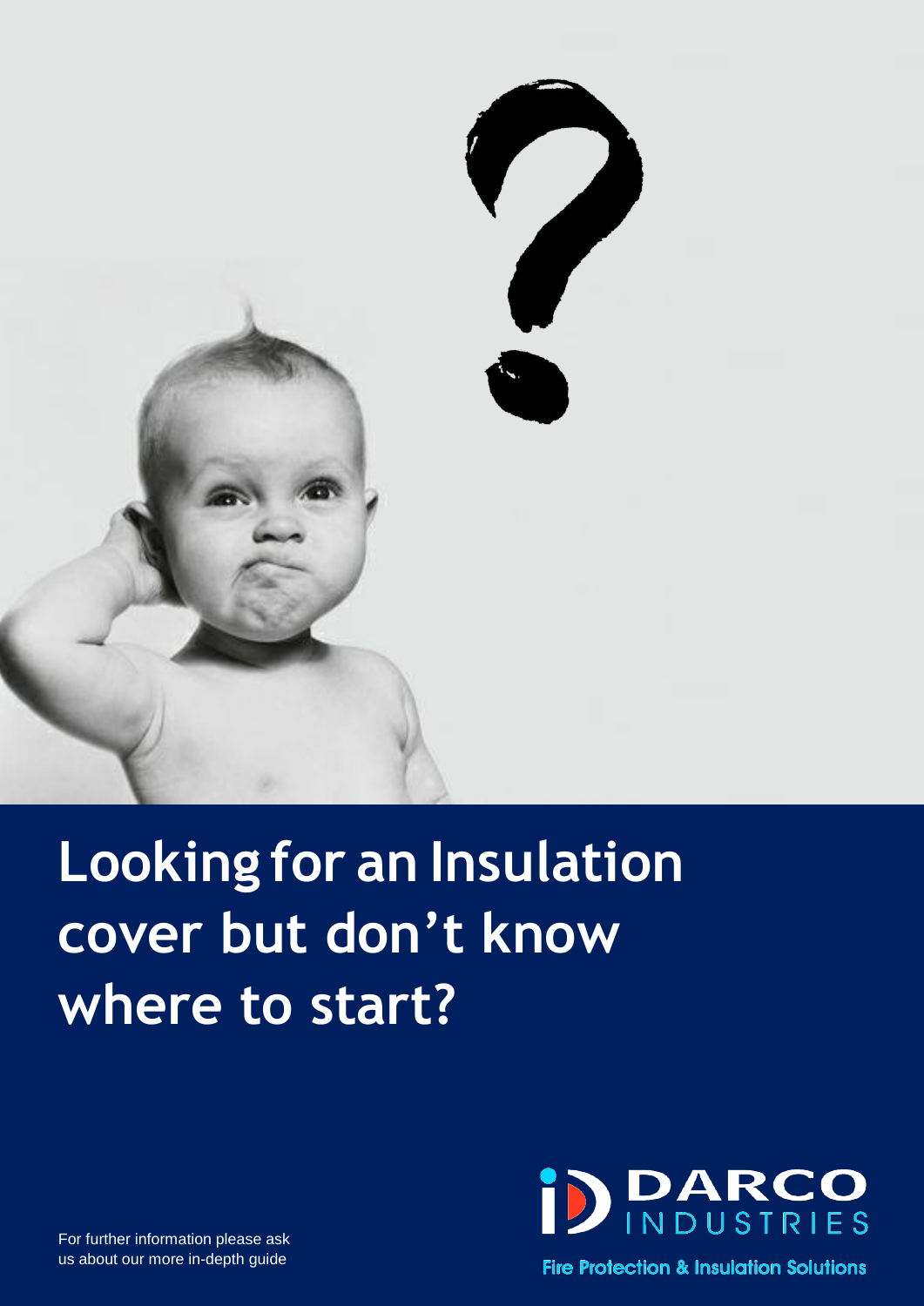# Looking for an Insulation cover but don't know where to start?

DARCO INDUSTRIES

Fire Protection & Insulation Solutions

For further information please ask us about our more in-depth guide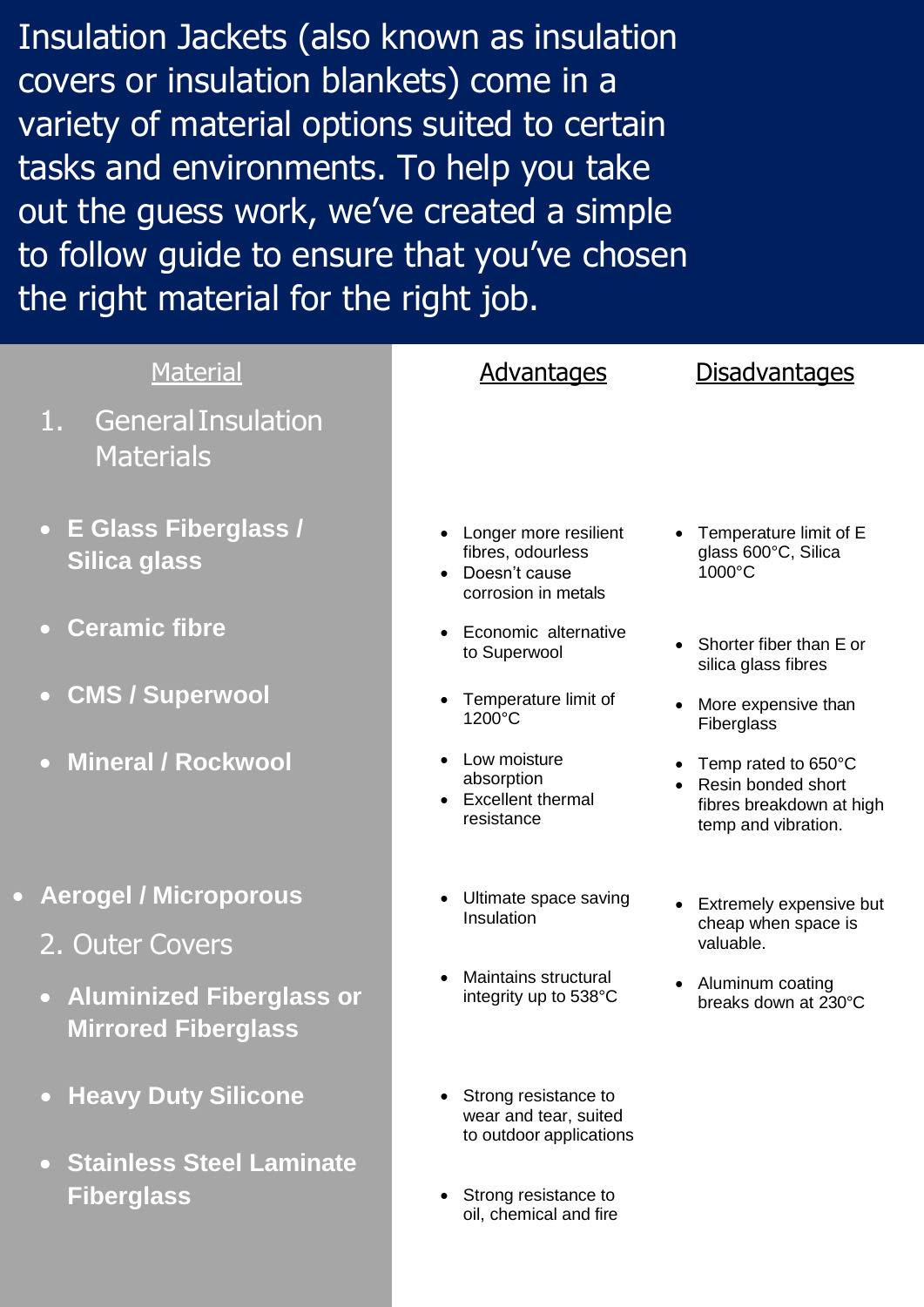Insulation Jackets (also known as insulation covers or insulation blankets) come in a variety of material options suited to certain tasks and environments. To help you take out the guess work, we've created a simple to follow guide to ensure that you've chosen the right material for the right job.

| Material | Advantages | Disadvantages |
| --- | --- | --- |
| **1. General Insulation Materials** | | |
| **E Glass Fiberglass / Silica glass** | • Longer more resilient fibres, odourless<br>• Doesn't cause corrosion in metals | • Temperature limit of E glass 600°C, Silica 1000°C |
| **Ceramic fibre** | • Economic alternative to Superwool | • Shorter fiber than E or silica glass fibres |
| **CMS / Superwool** | • Temperature limit of 1200°C | • More expensive than Fiberglass |
| **Mineral / Rockwool** | • Low moisture absorption<br>• Excellent thermal resistance | • Temp rated to 650°C<br>• Resin bonded short fibres breakdown at high temp and vibration. |
| **Aerogel / Microporous** | • Ultimate space saving Insulation | • Extremely expensive but cheap when space is valuable. |
| **2. Outer Covers** | | |
| **Aluminized Fiberglass or Mirrored Fiberglass** | • Maintains structural integrity up to 538°C | • Aluminum coating breaks down at 230°C |
| **Heavy Duty Silicone** | • Strong resistance to wear and tear, suited to outdoor applications | |
| **Stainless Steel Laminate Fiberglass** | • Strong resistance to oil, chemical and fire | |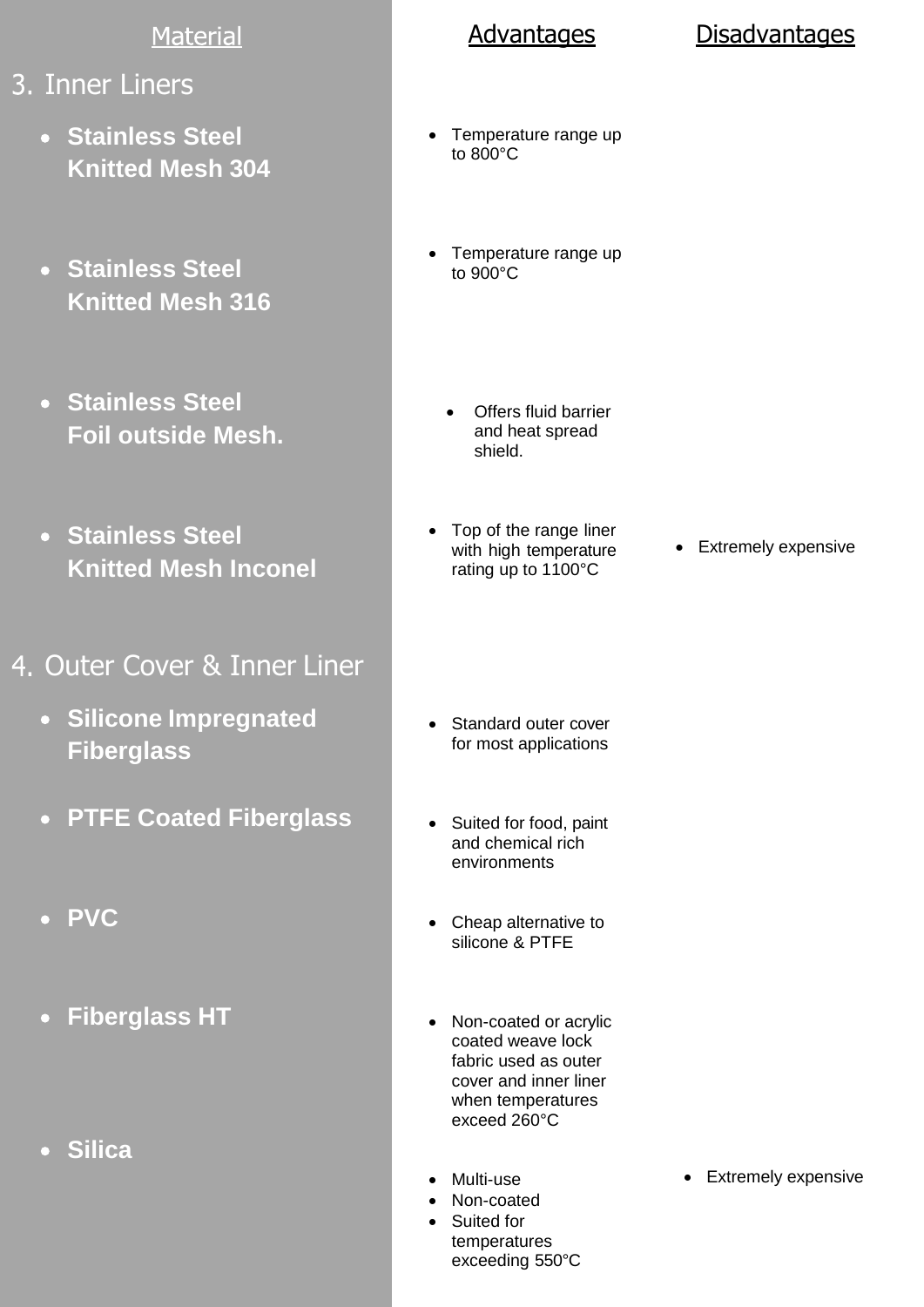| Material | Advantages | Disadvantages |
|---|---|---|
| **3. Inner Liners** | | |
| **Stainless Steel Knitted Mesh 304** | Temperature range up to 800°C | |
| **Stainless Steel Knitted Mesh 316** | Temperature range up to 900°C | |
| **Stainless Steel Foil outside Mesh.** | Offers fluid barrier and heat spread shield. | |
| **Stainless Steel Knitted Mesh Inconel** | Top of the range liner with high temperature rating up to 1100°C | Extremely expensive |
| **4. Outer Cover & Inner Liner** | | |
| **Silicone Impregnated Fiberglass** | Standard outer cover for most applications | |
| **PTFE Coated Fiberglass** | Suited for food, paint and chemical rich environments | |
| **PVC** | Cheap alternative to silicone & PTFE | |
| **Fiberglass HT** | Non-coated or acrylic coated weave lock fabric used as outer cover and inner liner when temperatures exceed 260°C | |
| **Silica** | Multi-use; Non-coated; Suited for temperatures exceeding 550°C | Extremely expensive |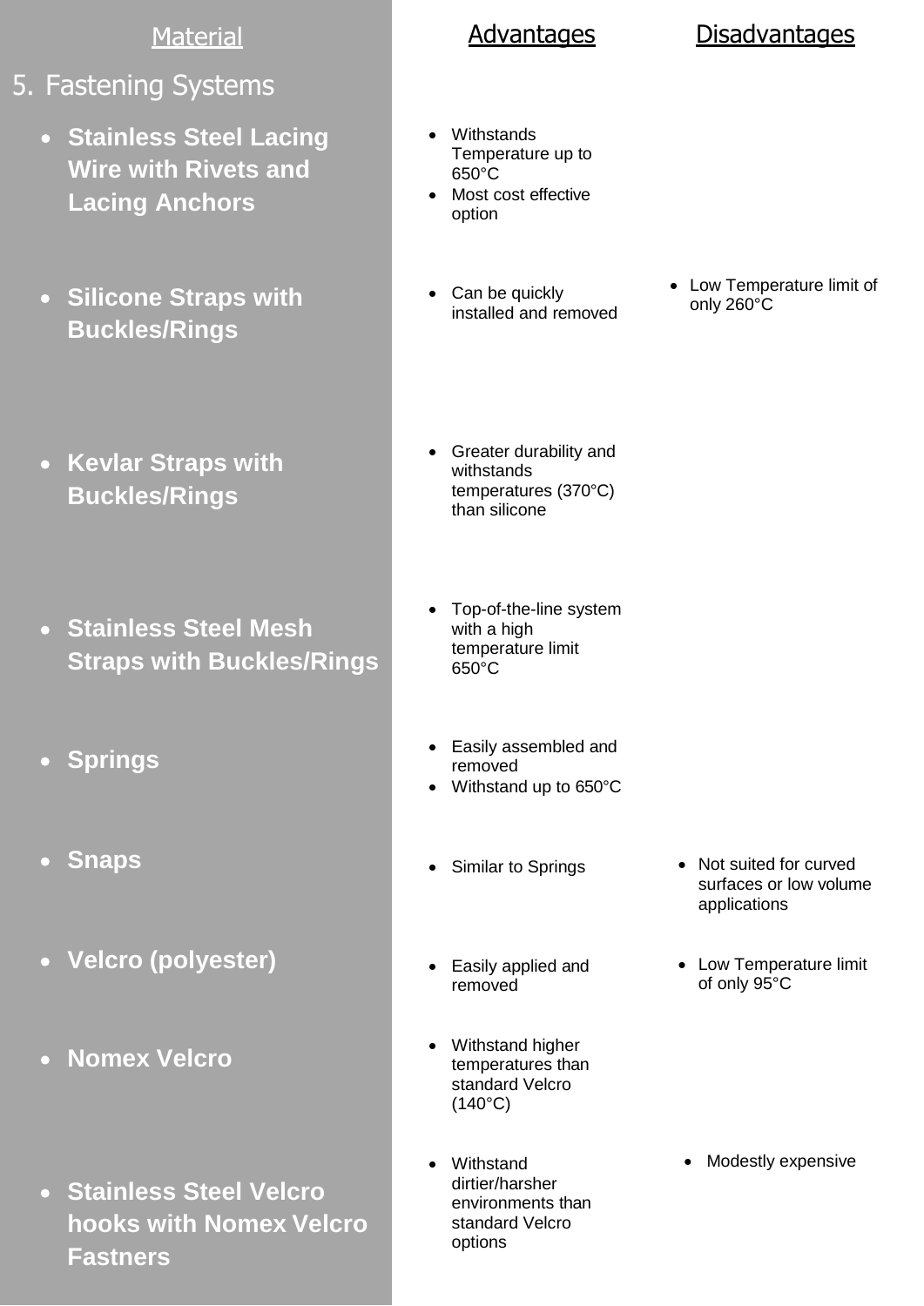| Material | Advantages | Disadvantages |
| --- | --- | --- |
| **5. Fastening Systems** | | |
| **Stainless Steel Lacing Wire with Rivets and Lacing Anchors** | Withstands Temperature up to 650°C; Most cost effective option | |
| **Silicone Straps with Buckles/Rings** | Can be quickly installed and removed | Low Temperature limit of only 260°C |
| **Kevlar Straps with Buckles/Rings** | Greater durability and withstands temperatures (370°C) than silicone | |
| **Stainless Steel Mesh Straps with Buckles/Rings** | Top-of-the-line system with a high temperature limit 650°C | |
| **Springs** | Easily assembled and removed; Withstand up to 650°C | |
| **Snaps** | Similar to Springs | Not suited for curved surfaces or low volume applications |
| **Velcro (polyester)** | Easily applied and removed | Low Temperature limit of only 95°C |
| **Nomex Velcro** | Withstand higher temperatures than standard Velcro (140°C) | |
| **Stainless Steel Velcro hooks with Nomex Velcro Fastners** | Withstand dirtier/harsher environments than standard Velcro options | Modestly expensive |